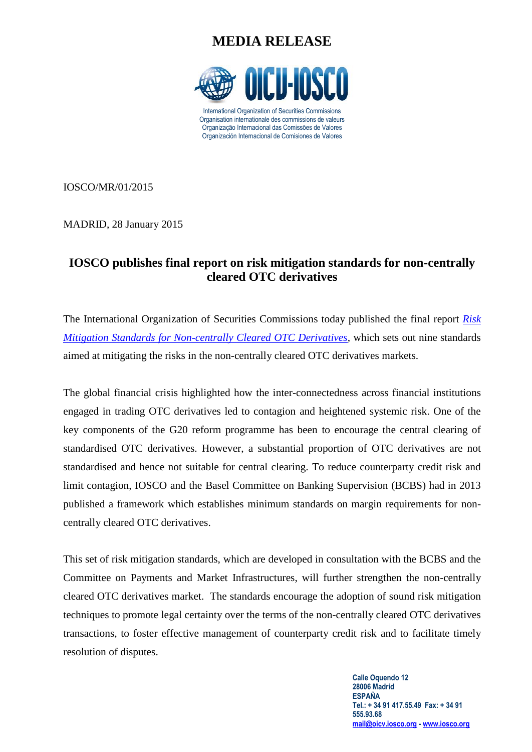# MEDIA RELEASE

International Organization of Securities Commissions
Organisation internationale des commissions de valeurs
Organização Internacional das Comissões de Valores
Organización Internacional de Comisiones de Valores

IOSCO/MR/01/2015

MADRID, 28 January 2015

## IOSCO publishes final report on risk mitigation standards for non-centrally cleared OTC derivatives

The International Organization of Securities Commissions today published the final report *Risk Mitigation Standards for Non-centrally Cleared OTC Derivatives*, which sets out nine standards aimed at mitigating the risks in the non-centrally cleared OTC derivatives markets.

The global financial crisis highlighted how the inter-connectedness across financial institutions engaged in trading OTC derivatives led to contagion and heightened systemic risk. One of the key components of the G20 reform programme has been to encourage the central clearing of standardised OTC derivatives. However, a substantial proportion of OTC derivatives are not standardised and hence not suitable for central clearing. To reduce counterparty credit risk and limit contagion, IOSCO and the Basel Committee on Banking Supervision (BCBS) had in 2013 published a framework which establishes minimum standards on margin requirements for non-centrally cleared OTC derivatives.

This set of risk mitigation standards, which are developed in consultation with the BCBS and the Committee on Payments and Market Infrastructures, will further strengthen the non-centrally cleared OTC derivatives market. The standards encourage the adoption of sound risk mitigation techniques to promote legal certainty over the terms of the non-centrally cleared OTC derivatives transactions, to foster effective management of counterparty credit risk and to facilitate timely resolution of disputes.

**Calle Oquendo 12**
**28006 Madrid**
**ESPAÑA**
**Tel.: + 34 91 417.55.49 Fax: + 34 91 555.93.68**
**mail@oicv.iosco.org - www.iosco.org**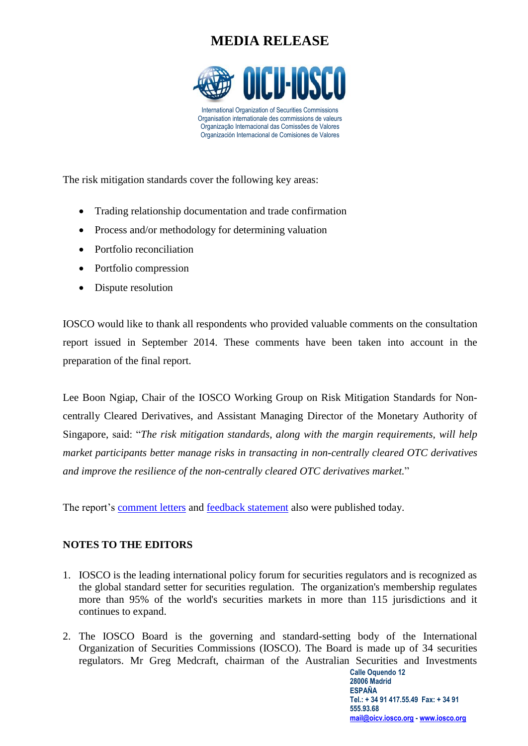The risk mitigation standards cover the following key areas:

- Trading relationship documentation and trade confirmation
- Process and/or methodology for determining valuation
- Portfolio reconciliation
- Portfolio compression
- Dispute resolution

IOSCO would like to thank all respondents who provided valuable comments on the consultation report issued in September 2014. These comments have been taken into account in the preparation of the final report.

Lee Boon Ngiap, Chair of the IOSCO Working Group on Risk Mitigation Standards for Non-centrally Cleared Derivatives, and Assistant Managing Director of the Monetary Authority of Singapore, said: "*The risk mitigation standards, along with the margin requirements, will help market participants better manage risks in transacting in non-centrally cleared OTC derivatives and improve the resilience of the non-centrally cleared OTC derivatives market.*"

The report's comment letters and feedback statement also were published today.

**NOTES TO THE EDITORS**

1. IOSCO is the leading international policy forum for securities regulators and is recognized as the global standard setter for securities regulation. The organization's membership regulates more than 95% of the world's securities markets in more than 115 jurisdictions and it continues to expand.

2. The IOSCO Board is the governing and standard-setting body of the International Organization of Securities Commissions (IOSCO). The Board is made up of 34 securities regulators. Mr Greg Medcraft, chairman of the Australian Securities and Investments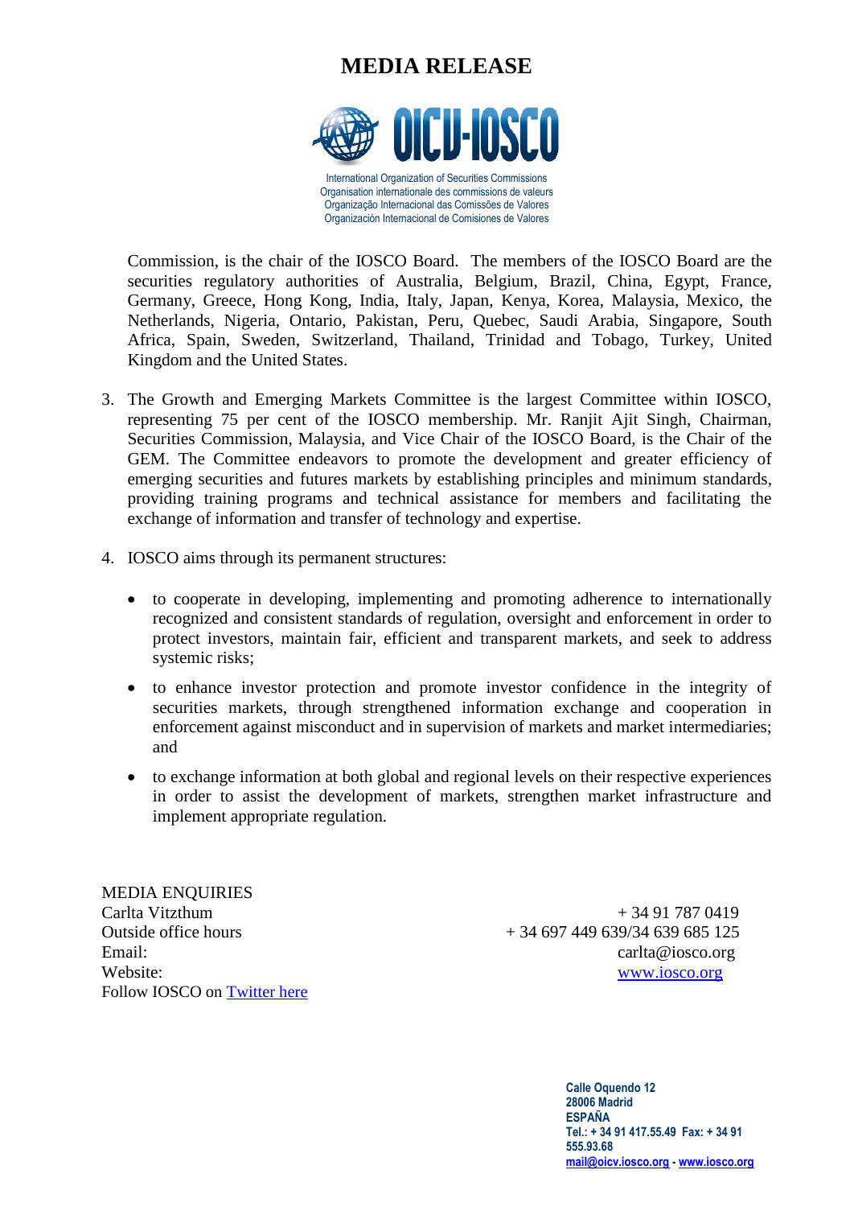# MEDIA RELEASE

International Organization of Securities Commissions
Organisation internationale des commissions de valeurs
Organização Internacional das Comissões de Valores
Organización Internacional de Comisiones de Valores

Commission, is the chair of the IOSCO Board. The members of the IOSCO Board are the securities regulatory authorities of Australia, Belgium, Brazil, China, Egypt, France, Germany, Greece, Hong Kong, India, Italy, Japan, Kenya, Korea, Malaysia, Mexico, the Netherlands, Nigeria, Ontario, Pakistan, Peru, Quebec, Saudi Arabia, Singapore, South Africa, Spain, Sweden, Switzerland, Thailand, Trinidad and Tobago, Turkey, United Kingdom and the United States.

3. The Growth and Emerging Markets Committee is the largest Committee within IOSCO, representing 75 per cent of the IOSCO membership. Mr. Ranjit Ajit Singh, Chairman, Securities Commission, Malaysia, and Vice Chair of the IOSCO Board, is the Chair of the GEM. The Committee endeavors to promote the development and greater efficiency of emerging securities and futures markets by establishing principles and minimum standards, providing training programs and technical assistance for members and facilitating the exchange of information and transfer of technology and expertise.

4. IOSCO aims through its permanent structures:

   - to cooperate in developing, implementing and promoting adherence to internationally recognized and consistent standards of regulation, oversight and enforcement in order to protect investors, maintain fair, efficient and transparent markets, and seek to address systemic risks;

   - to enhance investor protection and promote investor confidence in the integrity of securities markets, through strengthened information exchange and cooperation in enforcement against misconduct and in supervision of markets and market intermediaries; and

   - to exchange information at both global and regional levels on their respective experiences in order to assist the development of markets, strengthen market infrastructure and implement appropriate regulation.

MEDIA ENQUIRIES

| | |
|---|---|
| Carlta Vitzthum | + 34 91 787 0419 |
| Outside office hours | + 34 697 449 639/34 639 685 125 |
| Email: | carlta@iosco.org |
| Website: | www.iosco.org |

Follow IOSCO on Twitter here

**Calle Oquendo 12**
**28006 Madrid**
**ESPAÑA**
**Tel.: + 34 91 417.55.49 Fax: + 34 91 555.93.68**
**mail@oicv.iosco.org - www.iosco.org**